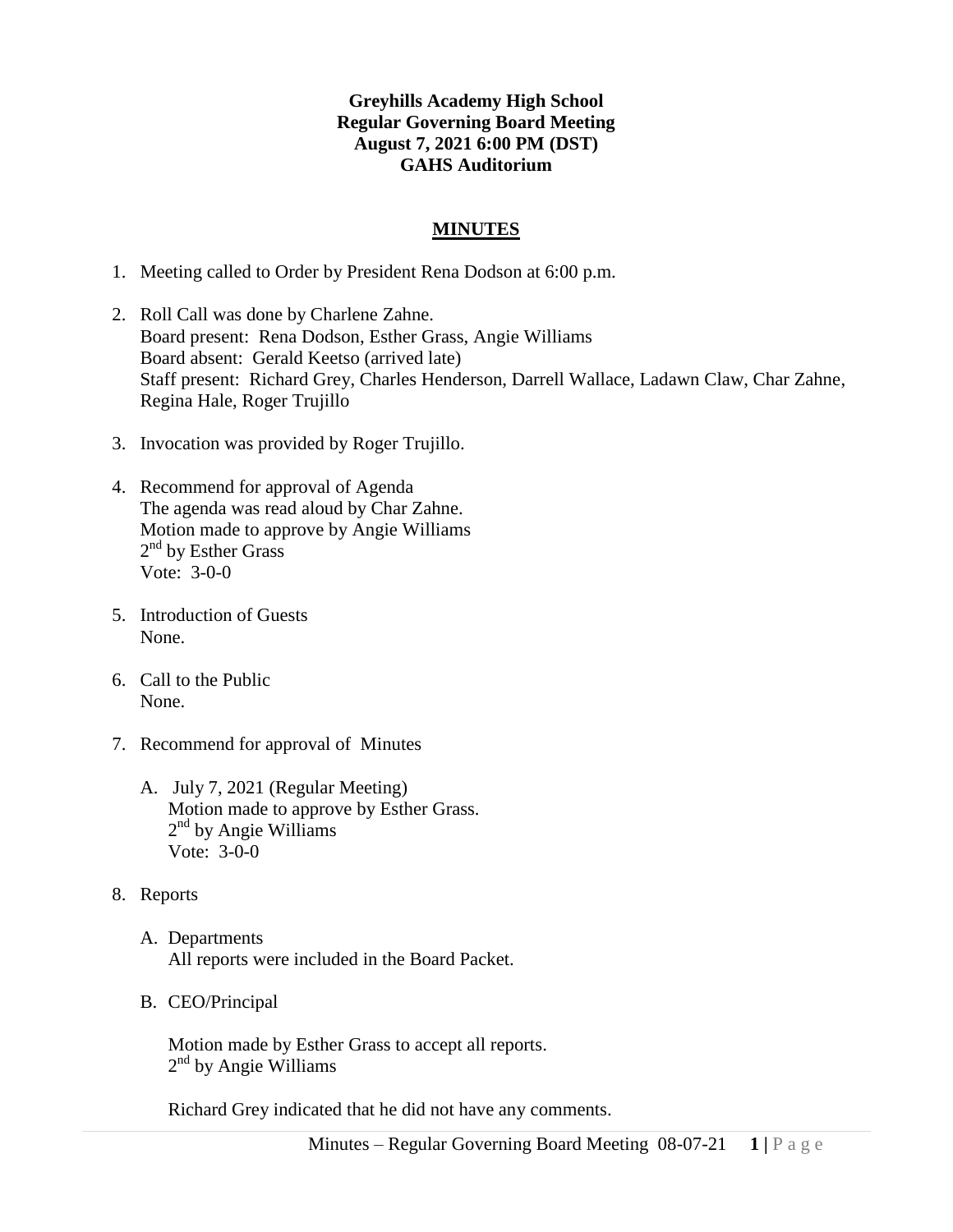**Greyhills Academy High School**
**Regular Governing Board Meeting**
**August 7, 2021 6:00 PM (DST)**
**GAHS Auditorium**

## MINUTES

1. Meeting called to Order by President Rena Dodson at 6:00 p.m.

2. Roll Call was done by Charlene Zahne.
   Board present: Rena Dodson, Esther Grass, Angie Williams
   Board absent: Gerald Keetso (arrived late)
   Staff present: Richard Grey, Charles Henderson, Darrell Wallace, Ladawn Claw, Char Zahne, Regina Hale, Roger Trujillo

3. Invocation was provided by Roger Trujillo.

4. Recommend for approval of Agenda
   The agenda was read aloud by Char Zahne.
   Motion made to approve by Angie Williams
   2nd by Esther Grass
   Vote: 3-0-0

5. Introduction of Guests
   None.

6. Call to the Public
   None.

7. Recommend for approval of Minutes

   A. July 7, 2021 (Regular Meeting)
      Motion made to approve by Esther Grass.
      2nd by Angie Williams
      Vote: 3-0-0

8. Reports

   A. Departments
      All reports were included in the Board Packet.

   B. CEO/Principal

      Motion made by Esther Grass to accept all reports.
      2nd by Angie Williams

      Richard Grey indicated that he did not have any comments.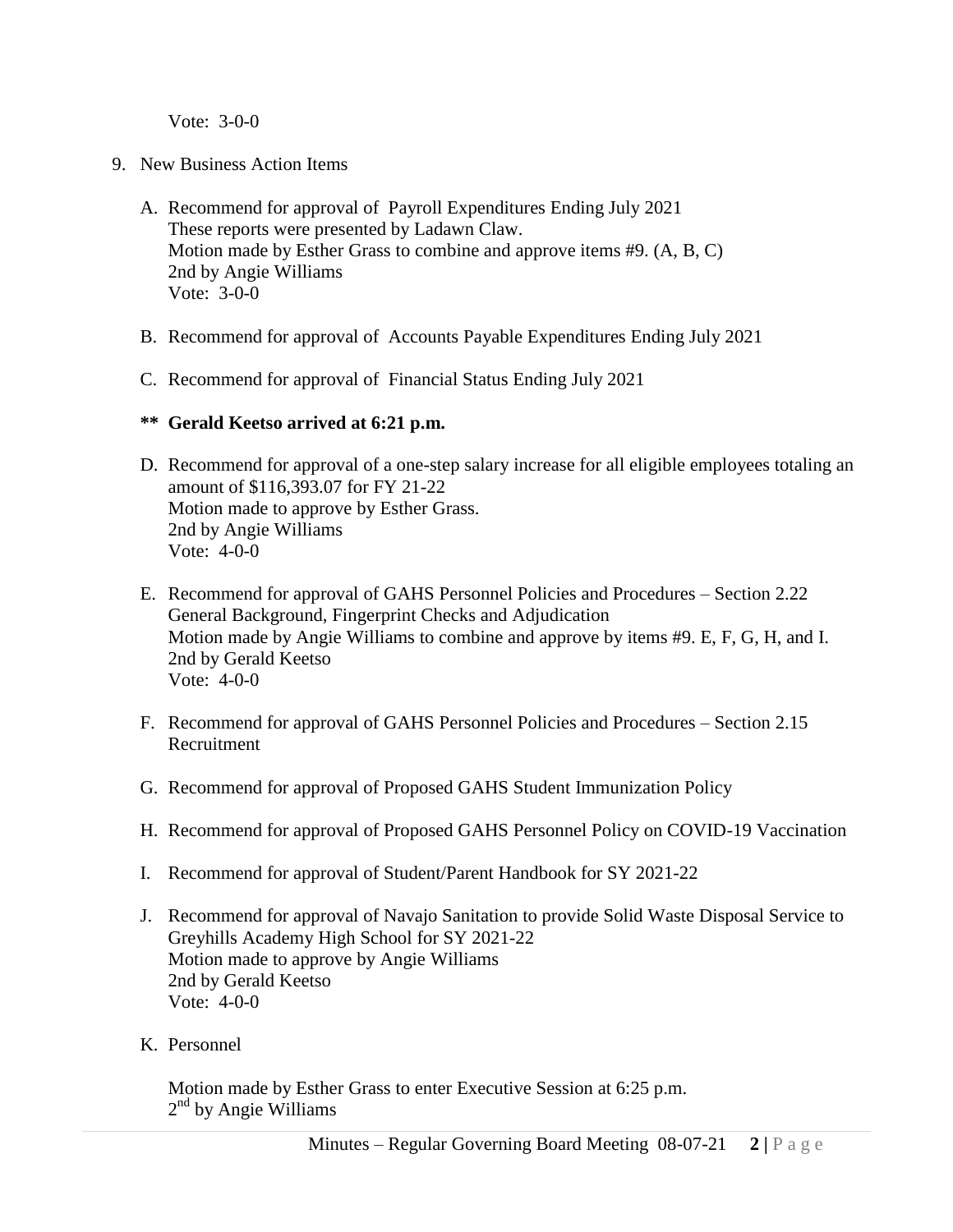Vote: 3-0-0

9. New Business Action Items

   A. Recommend for approval of Payroll Expenditures Ending July 2021
      These reports were presented by Ladawn Claw.
      Motion made by Esther Grass to combine and approve items #9. (A, B, C)
      2nd by Angie Williams
      Vote: 3-0-0

   B. Recommend for approval of Accounts Payable Expenditures Ending July 2021

   C. Recommend for approval of Financial Status Ending July 2021

   **\*\* Gerald Keetso arrived at 6:21 p.m.**

   D. Recommend for approval of a one-step salary increase for all eligible employees totaling an amount of $116,393.07 for FY 21-22
      Motion made to approve by Esther Grass.
      2nd by Angie Williams
      Vote: 4-0-0

   E. Recommend for approval of GAHS Personnel Policies and Procedures – Section 2.22 General Background, Fingerprint Checks and Adjudication
      Motion made by Angie Williams to combine and approve by items #9. E, F, G, H, and I.
      2nd by Gerald Keetso
      Vote: 4-0-0

   F. Recommend for approval of GAHS Personnel Policies and Procedures – Section 2.15 Recruitment

   G. Recommend for approval of Proposed GAHS Student Immunization Policy

   H. Recommend for approval of Proposed GAHS Personnel Policy on COVID-19 Vaccination

   I. Recommend for approval of Student/Parent Handbook for SY 2021-22

   J. Recommend for approval of Navajo Sanitation to provide Solid Waste Disposal Service to Greyhills Academy High School for SY 2021-22
      Motion made to approve by Angie Williams
      2nd by Gerald Keetso
      Vote: 4-0-0

   K. Personnel

      Motion made by Esther Grass to enter Executive Session at 6:25 p.m.
      2nd by Angie Williams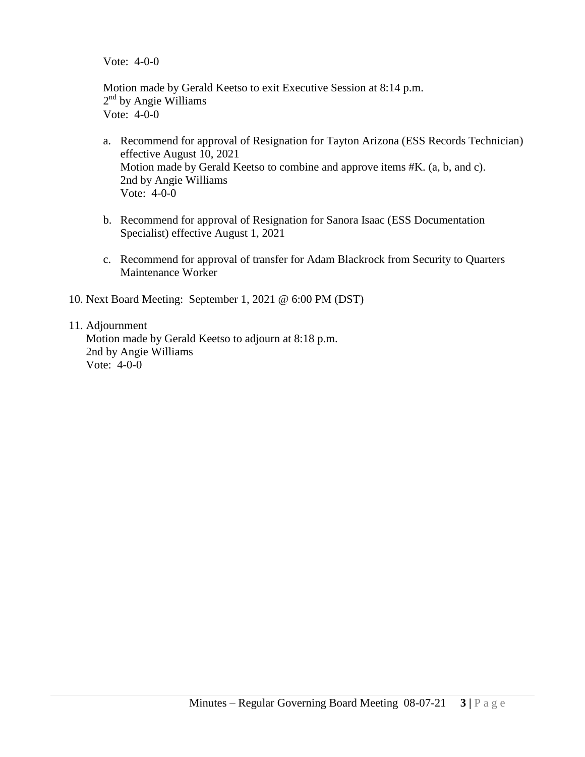Vote: 4-0-0

Motion made by Gerald Keetso to exit Executive Session at 8:14 p.m.
2nd by Angie Williams
Vote: 4-0-0

a. Recommend for approval of Resignation for Tayton Arizona (ESS Records Technician) effective August 10, 2021
   Motion made by Gerald Keetso to combine and approve items #K. (a, b, and c).
   2nd by Angie Williams
   Vote: 4-0-0

b. Recommend for approval of Resignation for Sanora Isaac (ESS Documentation Specialist) effective August 1, 2021

c. Recommend for approval of transfer for Adam Blackrock from Security to Quarters Maintenance Worker

10. Next Board Meeting: September 1, 2021 @ 6:00 PM (DST)

11. Adjournment
    Motion made by Gerald Keetso to adjourn at 8:18 p.m.
    2nd by Angie Williams
    Vote: 4-0-0